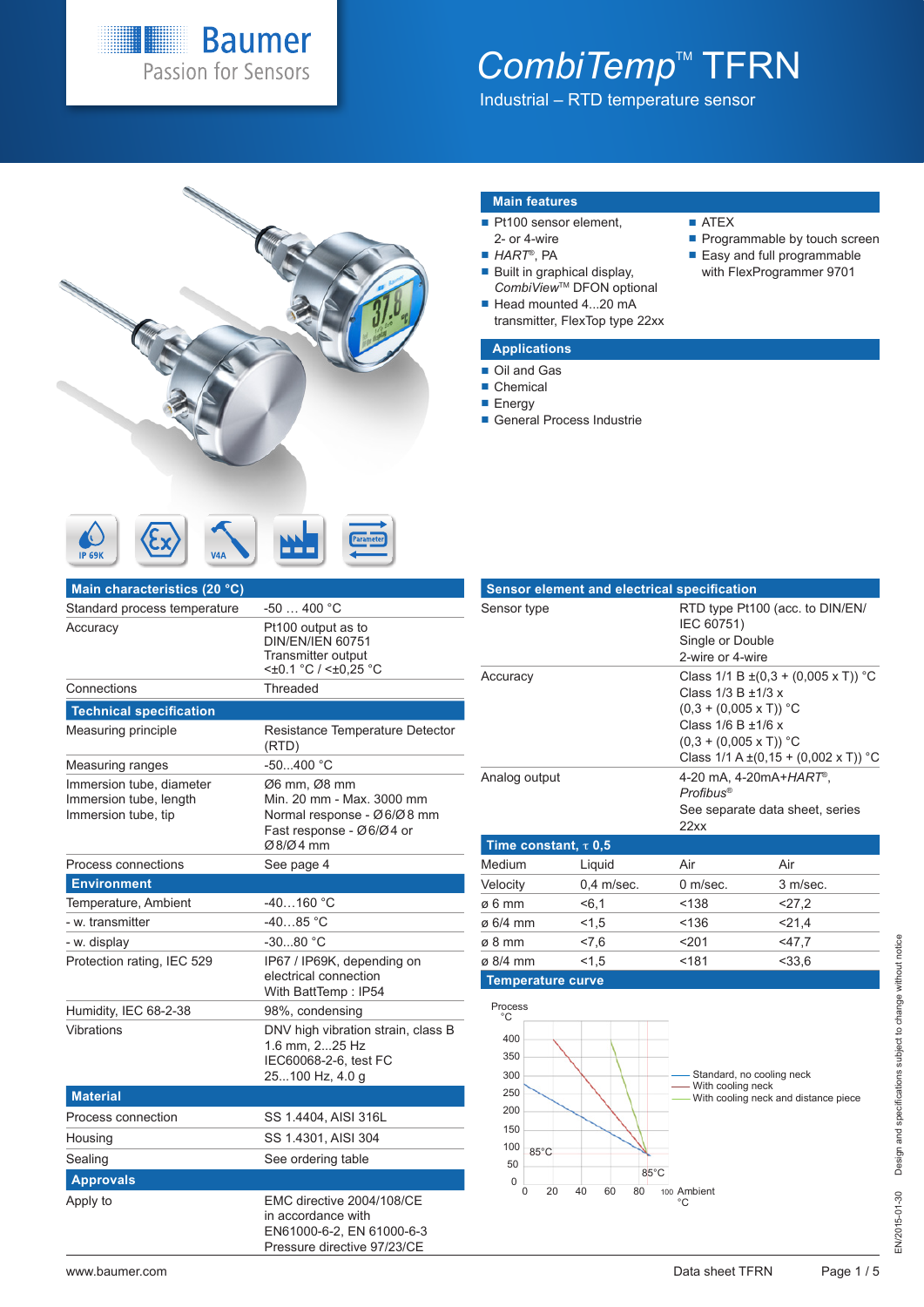# CombiTemp™ TFRN

Industrial – RTD temperature sensor

## Main features

- Pt100 sensor element, 2- or 4-wire
- *HART*®, PA
- Built in graphical display, *CombiView*™ DFON optional
- Head mounted 4...20 mA transmitter, FlexTop type 22xx
- ATEX
- Programmable by touch screen
- Easy and full programmable with FlexProgrammer 9701

## Applications

- Oil and Gas
- Chemical
- Energy
- General Process Industrie

## Main characteristics (20 °C)

| | |
|---|---|
| Standard process temperature | -50 … 400 °C |
| Accuracy | Pt100 output as to DIN/EN/IEN 60751<br>Transmitter output <±0.1 °C / <±0,25 °C |
| Connections | Threaded |

## Technical specification

| | |
|---|---|
| Measuring principle | Resistance Temperature Detector (RTD) |
| Measuring ranges | -50...400 °C |
| Immersion tube, diameter | Ø6 mm, Ø8 mm |
| Immersion tube, length | Min. 20 mm - Max. 3000 mm |
| Immersion tube, tip | Normal response - Ø6/Ø8 mm<br>Fast response - Ø6/Ø4 or Ø8/Ø4 mm |
| Process connections | See page 4 |

## Environment

| | |
|---|---|
| Temperature, Ambient | -40…160 °C |
| - w. transmitter | -40…85 °C |
| - w. display | -30...80 °C |
| Protection rating, IEC 529 | IP67 / IP69K, depending on electrical connection<br>With BattTemp : IP54 |
| Humidity, IEC 68-2-38 | 98%, condensing |
| Vibrations | DNV high vibration strain, class B<br>1.6 mm, 2...25 Hz<br>IEC60068-2-6, test FC<br>25...100 Hz, 4.0 g |

## Material

| | |
|---|---|
| Process connection | SS 1.4404, AISI 316L |
| Housing | SS 1.4301, AISI 304 |
| Sealing | See ordering table |

## Approvals

| | |
|---|---|
| Apply to | EMC directive 2004/108/CE in accordance with EN61000-6-2, EN 61000-6-3<br>Pressure directive 97/23/CE |

## Sensor element and electrical specification

| | |
|---|---|
| Sensor type | RTD type Pt100 (acc. to DIN/EN/IEC 60751)<br>Single or Double<br>2-wire or 4-wire |
| Accuracy | Class 1/1 B ±(0,3 + (0,005 x T)) °C<br>Class 1/3 B ±1/3 x (0,3 + (0,005 x T)) °C<br>Class 1/6 B ±1/6 x (0,3 + (0,005 x T)) °C<br>Class 1/1 A ±(0,15 + (0,002 x T)) °C |
| Analog output | 4-20 mA, 4-20mA+*HART*®, *Profibus*®<br>See separate data sheet, series 22xx |

## Time constant, τ 0,5

| Medium | Liquid | Air | Air |
|---|---|---|---|
| Velocity | 0,4 m/sec. | 0 m/sec. | 3 m/sec. |
| ø 6 mm | <6,1 | <138 | <27,2 |
| ø 6/4 mm | <1,5 | <136 | <21,4 |
| ø 8 mm | <7,6 | <201 | <47,7 |
| ø 8/4 mm | <1,5 | <181 | <33,6 |

## Temperature curve

Process °C (y-axis: 0–400) vs. Ambient °C (x-axis: 0–100); markers: 85°C, 85°C

- Standard, no cooling neck
- With cooling neck
- With cooling neck and distance piece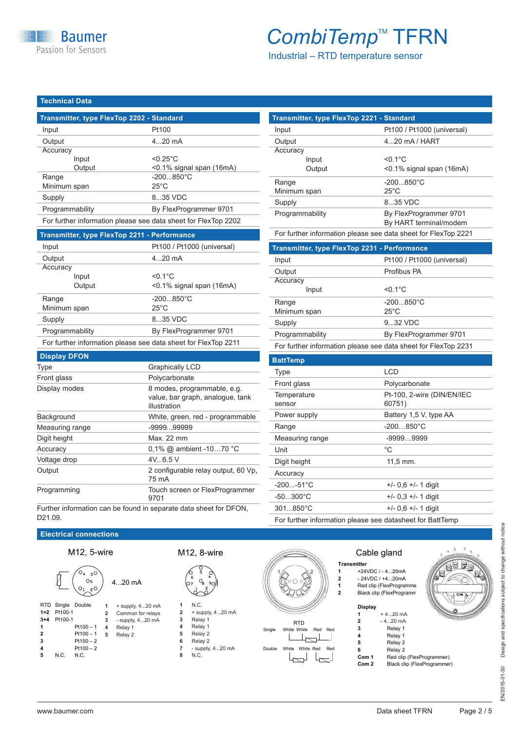## Technical Data

### Transmitter, type FlexTop 2202 - Standard

| | |
|---|---|
| Input | Pt100 |
| Output | 4...20 mA |
| Accuracy | |
| Input | <0.25°C |
| Output | <0.1% signal span (16mA) |
| Range | -200...850°C |
| Minimum span | 25°C |
| Supply | 8...35 VDC |
| Programmability | By FlexProgrammer 9701 |

For further information please see data sheet for FlexTop 2202

### Transmitter, type FlexTop 2211 - Performance

| | |
|---|---|
| Input | Pt100 / Pt1000 (universal) |
| Output | 4...20 mA |
| Accuracy | |
| Input | <0.1°C |
| Output | <0.1% signal span (16mA) |
| Range | -200...850°C |
| Minimum span | 25°C |
| Supply | 8...35 VDC |
| Programmability | By FlexProgrammer 9701 |

For further information please see data sheet for FlexTop 2211

### Display DFON

| | |
|---|---|
| Type | Graphically LCD |
| Front glass | Polycarbonate |
| Display modes | 8 modes, programmable, e.g. value, bar graph, analogue, tank illustration |
| Background | White, green, red - programmable |
| Measuring range | -9999...99999 |
| Digit height | Max. 22 mm |
| Accuracy | 0,1% @ ambient -10…70 °C |
| Voltage drop | 4V...6.5 V |
| Output | 2 configurable relay output, 60 Vp, 75 mA |
| Programming | Touch screen or FlexProgrammer 9701 |

Further information can be found in separate data sheet for DFON, D21.09.

### Transmitter, type FlexTop 2221 - Standard

| | |
|---|---|
| Input | Pt100 / Pt1000 (universal) |
| Output | 4...20 mA / HART |
| Accuracy | |
| Input | <0.1°C |
| Output | <0.1% signal span (16mA) |
| Range | -200...850°C |
| Minimum span | 25°C |
| Supply | 8...35 VDC |
| Programmability | By FlexProgrammer 9701<br>By HART terminal/modem |

For further information please see data sheet for FlexTop 2221

### Transmitter, type FlexTop 2231 - Performance

| | |
|---|---|
| Input | Pt100 / Pt1000 (universal) |
| Output | Profibus PA |
| Accuracy | |
| Input | <0.1°C |
| Range | -200...850°C |
| Minimum span | 25°C |
| Supply | 9...32 VDC |
| Programmability | By FlexProgrammer 9701 |

For further information please see data sheet for FlexTop 2231

### BattTemp

| | |
|---|---|
| Type | LCD |
| Front glass | Polycarbonate |
| Temperature sensor | Pt-100, 2-wire (DIN/EN/IEC 60751) |
| Power supply | Battery 1,5 V, type AA |
| Range | -200…850°C |
| Measuring range | -9999…9999 |
| Unit | °C |
| Digit height | 11,5 mm. |
| Accuracy | |
| -200...-51°C | +/- 0,6 +/- 1 digit |
| -50...300°C | +/- 0,3 +/- 1 digit |
| 301...850°C | +/- 0,6 +/- 1 digit |

For further information please see datasheet for BattTemp

## Electrical connections

### M12, 5-wire

4...20 mA

| RTD | Single | Double |
|---|---|---|
| 1+2 | Pt100-1 | |
| 3+4 | Pt100-1 | |
| 1 | | Pt100 – 1 |
| 2 | | Pt100 – 1 |
| 3 | | Pt100 – 2 |
| 4 | | Pt100 – 2 |
| 5 | N.C. | N.C. |

| | |
|---|---|
| 1 | + supply, 4...20 mA |
| 2 | Common for relays |
| 3 | - supply, 4...20 mA |
| 4 | Relay 1 |
| 5 | Relay 2 |

### M12, 8-wire

| | |
|---|---|
| 1 | N.C. |
| 2 | + supply, 4...20 mA |
| 3 | Relay 1 |
| 4 | Relay 1 |
| 5 | Relay 2 |
| 6 | Relay 2 |
| 7 | - supply, 4...20 mA |
| 8 | N.C. |

### RTD

Single: White, White, Red, Red

Double: White, White, Red, Red

### Cable gland

**Transmitter**

| | |
|---|---|
| 1 | +24VDC / - 4...20mA |
| 2 | - 24VDC / +4...20mA |
| 1 | Red clip (FlexProgramme |
| 2 | Black clip (FlexProgramm |

**Display**

| | |
|---|---|
| 1 | + 4...20 mA |
| 2 | - 4...20 mA |
| 3 | Relay 1 |
| 4 | Relay 1 |
| 5 | Relay 2 |
| 6 | Relay 2 |
| Com 1 | Red clip (FlexProgrammer) |
| Com 2 | Black clip (FlexProgrammer) |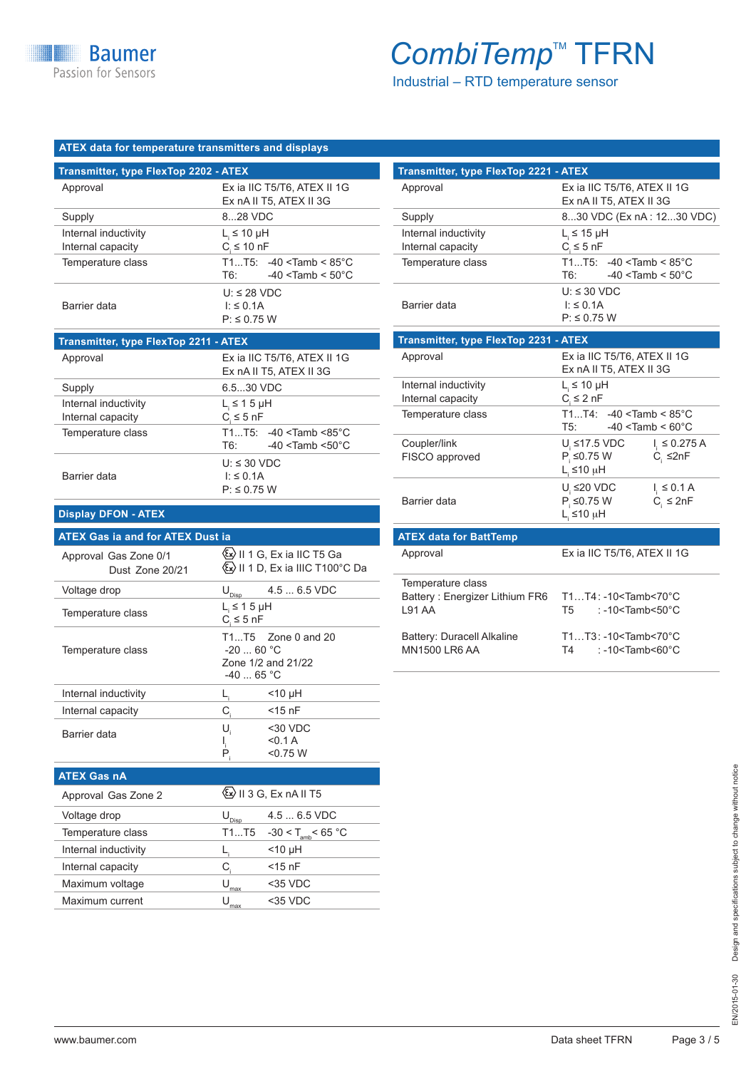# CombiTemp™ TFRN

Industrial – RTD temperature sensor

## ATEX data for temperature transmitters and displays

| Transmitter, type FlexTop 2202 - ATEX | |
|---|---|
| Approval | Ex ia IIC T5/T6, ATEX II 1G<br>Ex nA II T5, ATEX II 3G |
| Supply | 8...28 VDC |
| Internal inductivity<br>Internal capacity | $L_i \leq 10$ µH<br>$C_i \leq 10$ nF |
| Temperature class | T1...T5: -40 <Tamb < 85°C<br>T6: -40 <Tamb < 50°C |
| Barrier data | U: ≤ 28 VDC<br>I: ≤ 0.1A<br>P: ≤ 0.75 W |

| Transmitter, type FlexTop 2211 - ATEX | |
|---|---|
| Approval | Ex ia IIC T5/T6, ATEX II 1G<br>Ex nA II T5, ATEX II 3G |
| Supply | 6.5...30 VDC |
| Internal inductivity<br>Internal capacity | $L_i \leq 1$ 5 µH<br>$C_i \leq 5$ nF |
| Temperature class | T1...T5: -40 <Tamb <85°C<br>T6: -40 <Tamb <50°C |
| Barrier data | U: ≤ 30 VDC<br>I: ≤ 0.1A<br>P: ≤ 0.75 W |

### Display DFON - ATEX

| ATEX Gas ia and for ATEX Dust ia | | |
|---|---|---|
| Approval Gas Zone 0/1<br>Dust Zone 20/21 | Ⓔx II 1 G, Ex ia IIC T5 Ga<br>Ⓔx II 1 D, Ex ia IIIC T100°C Da | |
| Voltage drop | $U_{Disp}$ | 4.5 ... 6.5 VDC |
| Temperature class | $L_i \leq 1$ 5 µH<br>$C_i \leq 5$ nF | |
| Temperature class | T1...T5 Zone 0 and 20<br>-20 ... 60 °C<br>Zone 1/2 and 21/22<br>-40 ... 65 °C | |
| Internal inductivity | $L_i$ | <10 µH |
| Internal capacity | $C_i$ | <15 nF |
| Barrier data | $U_i$<br>$I_i$<br>$P_i$ | <30 VDC<br><0.1 A<br><0.75 W |

| ATEX Gas nA | | |
|---|---|---|
| Approval Gas Zone 2 | Ⓔx II 3 G, Ex nA II T5 | |
| Voltage drop | $U_{Disp}$ | 4.5 ... 6.5 VDC |
| Temperature class | T1...T5 | $-30 < T_{amb} < 65$ °C |
| Internal inductivity | $L_i$ | <10 µH |
| Internal capacity | $C_i$ | <15 nF |
| Maximum voltage | $U_{max}$ | <35 VDC |
| Maximum current | $U_{max}$ | <35 VDC |

| Transmitter, type FlexTop 2221 - ATEX | |
|---|---|
| Approval | Ex ia IIC T5/T6, ATEX II 1G<br>Ex nA II T5, ATEX II 3G |
| Supply | 8...30 VDC (Ex nA : 12...30 VDC) |
| Internal inductivity<br>Internal capacity | $L_i \leq 15$ µH<br>$C_i \leq 5$ nF |
| Temperature class | T1...T5: -40 <Tamb < 85°C<br>T6: -40 <Tamb < 50°C |
| Barrier data | U: ≤ 30 VDC<br>I: ≤ 0.1A<br>P: ≤ 0.75 W |

| Transmitter, type FlexTop 2231 - ATEX | | |
|---|---|---|
| Approval | Ex ia IIC T5/T6, ATEX II 1G<br>Ex nA II T5, ATEX II 3G | |
| Internal inductivity<br>Internal capacity | $L_i \leq 10$ µH<br>$C_i \leq 2$ nF | |
| Temperature class | T1...T4: -40 <Tamb < 85°C<br>T5: -40 <Tamb < 60°C | |
| Coupler/link<br>FISCO approved | $U_i \leq 17.5$ VDC<br>$P_i \leq 0.75$ W<br>$L_i \leq 10$ µH | $I_i \leq 0.275$ A<br>$C_i \leq 2$nF |
| Barrier data | $U_i \leq 20$ VDC<br>$P_i \leq 0.75$ W<br>$L_i \leq 10$ µH | $I_i \leq 0.1$ A<br>$C_i \leq 2$nF |

| ATEX data for BattTemp | |
|---|---|
| Approval | Ex ia IIC T5/T6, ATEX II 1G |
| Temperature class<br>Battery : Energizer Lithium FR6 L91 AA | T1...T4: -10<Tamb<70°C<br>T5 : -10<Tamb<50°C |
| Battery: Duracell Alkaline MN1500 LR6 AA | T1...T3: -10<Tamb<70°C<br>T4 : -10<Tamb<60°C |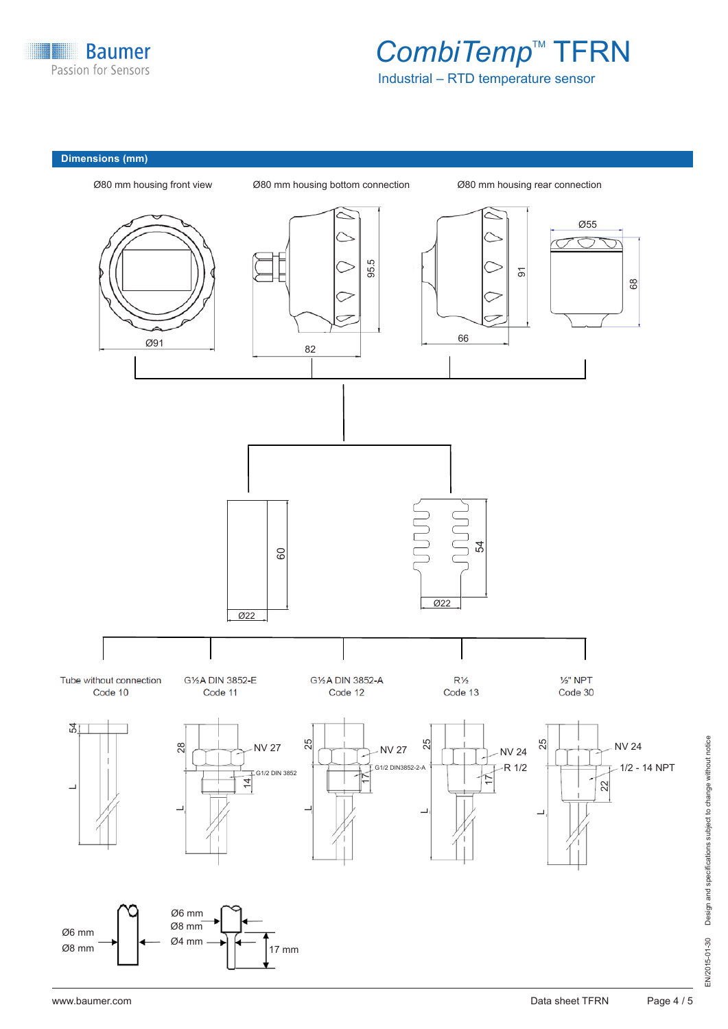## Dimensions (mm)

Ø80 mm housing front view

Ø80 mm housing bottom connection

Ø80 mm housing rear connection

Ø91

82

95.5

66

91

Ø55

68

60

Ø22

54

Ø22

Tube without connection
Code 10

G½A DIN 3852-E
Code 11

G½A DIN 3852-A
Code 12

R½
Code 13

½" NPT
Code 30

54

L

28

NV 27

G1/2 DIN 3852

14

L

25

NV 27

G1/2 DIN3852-2-A

17

L

25

NV 24

R 1/2

17

L

25

NV 24

1/2 - 14 NPT

22

L

Ø6 mm
Ø8 mm

Ø6 mm
Ø8 mm
Ø4 mm

17 mm

EN/2015-01-30 Design and specifications subject to change without notice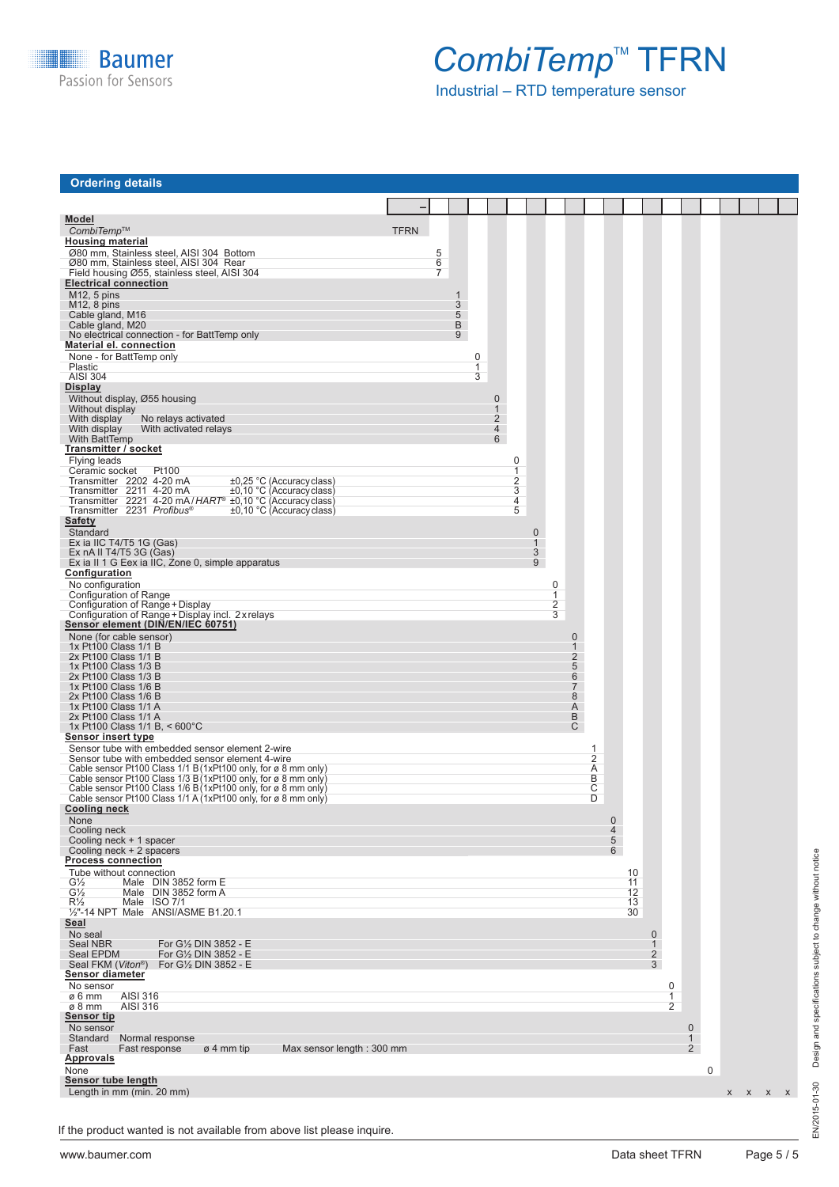## Ordering details

| | Code |
|---|---|
| **Model** | |
| *CombiTemp*™ | TFRN |
| **Housing material** | |
| Ø80 mm, Stainless steel, AISI 304 Bottom | 5 |
| Ø80 mm, Stainless steel, AISI 304 Rear | 6 |
| Field housing Ø55, stainless steel, AISI 304 | 7 |
| **Electrical connection** | |
| M12, 5 pins | 1 |
| M12, 8 pins | 3 |
| Cable gland, M16 | 5 |
| Cable gland, M20 | B |
| No electrical connection - for BattTemp only | 9 |
| **Material el. connection** | |
| None - for BattTemp only | 0 |
| Plastic | 1 |
| AISI 304 | 3 |
| **Display** | |
| Without display, Ø55 housing | 0 |
| Without display | 1 |
| With display — No relays activated | 2 |
| With display — With activated relays | 4 |
| With BattTemp | 6 |
| **Transmitter / socket** | |
| Flying leads | 0 |
| Ceramic socket — Pt100 | 1 |
| Transmitter 2202 4-20 mA — ±0,25 °C (Accuracy class) | 2 |
| Transmitter 2211 4-20 mA — ±0,10 °C (Accuracy class) | 3 |
| Transmitter 2221 4-20 mA / *HART*® — ±0,10 °C (Accuracy class) | 4 |
| Transmitter 2231 *Profibus*® — ±0,10 °C (Accuracy class) | 5 |
| **Safety** | |
| Standard | 0 |
| Ex ia IIC T4/T5 1G (Gas) | 1 |
| Ex nA II T4/T5 3G (Gas) | 3 |
| Ex ia II 1 G Eex ia IIC, Zone 0, simple apparatus | 9 |
| **Configuration** | |
| No configuration | 0 |
| Configuration of Range | 1 |
| Configuration of Range + Display | 2 |
| Configuration of Range + Display incl. 2 x relays | 3 |
| **Sensor element (DIN/EN/IEC 60751)** | |
| None (for cable sensor) | 0 |
| 1x Pt100 Class 1/1 B | 1 |
| 2x Pt100 Class 1/1 B | 2 |
| 1x Pt100 Class 1/3 B | 5 |
| 2x Pt100 Class 1/3 B | 6 |
| 1x Pt100 Class 1/6 B | 7 |
| 2x Pt100 Class 1/6 B | 8 |
| 1x Pt100 Class 1/1 A | A |
| 2x Pt100 Class 1/1 A | B |
| 1x Pt100 Class 1/1 B, < 600°C | C |
| **Sensor insert type** | |
| Sensor tube with embedded sensor element 2-wire | 1 |
| Sensor tube with embedded sensor element 4-wire | 2 |
| Cable sensor Pt100 Class 1/1 B (1xPt100 only, for ø 8 mm only) | A |
| Cable sensor Pt100 Class 1/3 B (1xPt100 only, for ø 8 mm only) | B |
| Cable sensor Pt100 Class 1/6 B (1xPt100 only, for ø 8 mm only) | C |
| Cable sensor Pt100 Class 1/1 A (1xPt100 only, for ø 8 mm only) | D |
| **Cooling neck** | |
| None | 0 |
| Cooling neck | 4 |
| Cooling neck + 1 spacer | 5 |
| Cooling neck + 2 spacers | 6 |
| **Process connection** | |
| Tube without connection | 10 |
| G½ Male DIN 3852 form E | 11 |
| G½ Male DIN 3852 form A | 12 |
| R½ Male ISO 7/1 | 13 |
| ½"-14 NPT Male ANSI/ASME B1.20.1 | 30 |
| **Seal** | |
| No seal | 0 |
| Seal NBR — For G½ DIN 3852 - E | 1 |
| Seal EPDM — For G½ DIN 3852 - E | 2 |
| Seal FKM (*Viton*®) — For G½ DIN 3852 - E | 3 |
| **Sensor diameter** | |
| No sensor | 0 |
| ø 6 mm AISI 316 | 1 |
| ø 8 mm AISI 316 | 2 |
| **Sensor tip** | |
| No sensor | 0 |
| Standard — Normal response | 1 |
| Fast — Fast response — ø 4 mm tip — Max sensor length : 300 mm | 2 |
| **Approvals** | |
| None | 0 |
| **Sensor tube length** | |
| Length in mm (min. 20 mm) | x x x x |

If the product wanted is not available from above list please inquire.

EN/2015-01-30 Design and specifications subject to change without notice